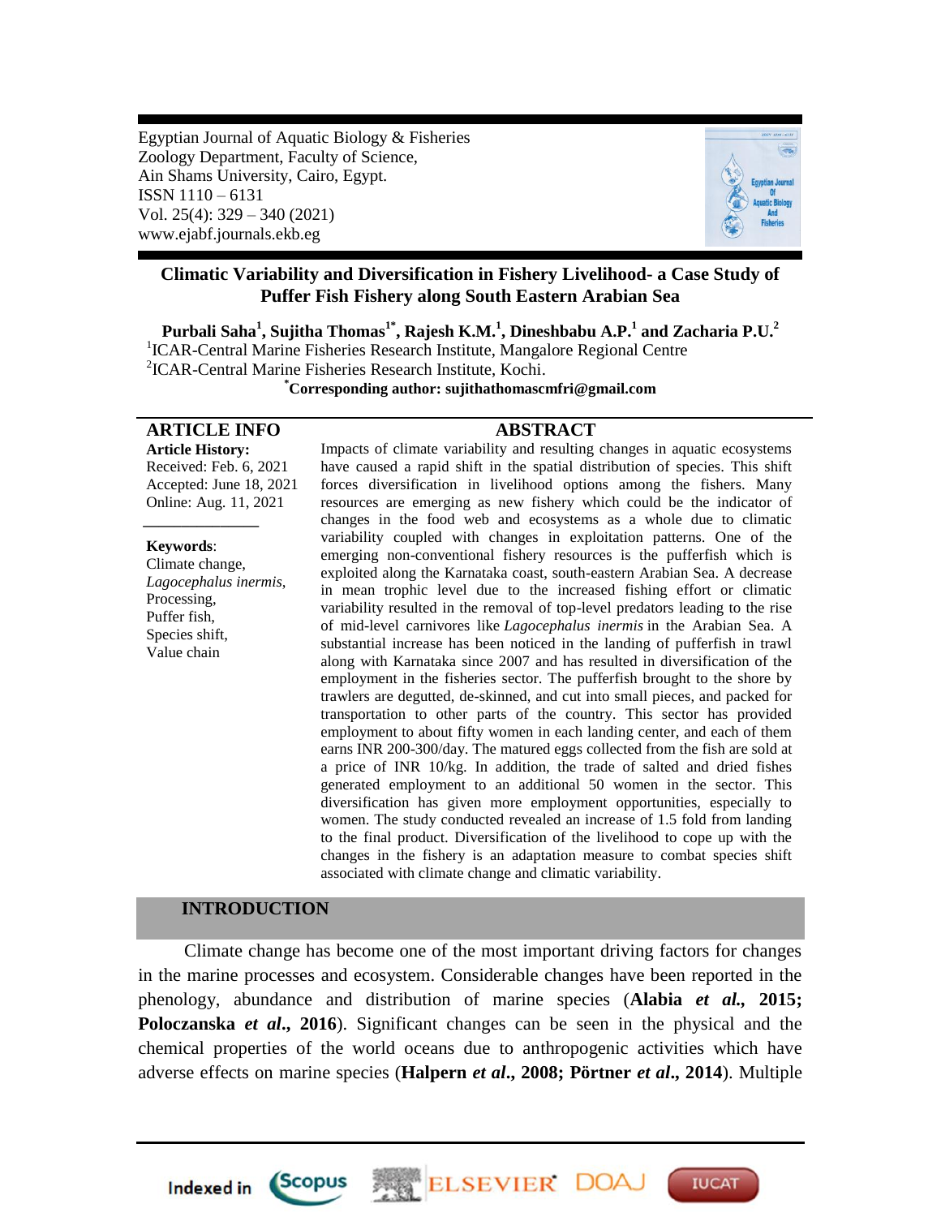Egyptian Journal of Aquatic Biology & Fisheries
Zoology Department, Faculty of Science,
Ain Shams University, Cairo, Egypt.
ISSN 1110 – 6131
Vol. 25(4): 329 – 340 (2021)
www.ejabf.journals.ekb.eg

# Climatic Variability and Diversification in Fishery Livelihood- a Case Study of Puffer Fish Fishery along South Eastern Arabian Sea

**Purbali Saha[1], Sujitha Thomas[1*], Rajesh K.M.[1], Dineshbabu A.P.[1] and Zacharia P.U.[2]**

[1]ICAR-Central Marine Fisheries Research Institute, Mangalore Regional Centre
[2]ICAR-Central Marine Fisheries Research Institute, Kochi.
**[*]Corresponding author: sujithathomascmfri@gmail.com**

## ARTICLE INFO

**Article History:**
Received: Feb. 6, 2021
Accepted: June 18, 2021
Online: Aug. 11, 2021

**Keywords**:
Climate change,
*Lagocephalus inermis*,
Processing,
Puffer fish,
Species shift,
Value chain

## ABSTRACT

Impacts of climate variability and resulting changes in aquatic ecosystems have caused a rapid shift in the spatial distribution of species. This shift forces diversification in livelihood options among the fishers. Many resources are emerging as new fishery which could be the indicator of changes in the food web and ecosystems as a whole due to climatic variability coupled with changes in exploitation patterns. One of the emerging non-conventional fishery resources is the pufferfish which is exploited along the Karnataka coast, south-eastern Arabian Sea. A decrease in mean trophic level due to the increased fishing effort or climatic variability resulted in the removal of top-level predators leading to the rise of mid-level carnivores like *Lagocephalus inermis* in the Arabian Sea. A substantial increase has been noticed in the landing of pufferfish in trawl along with Karnataka since 2007 and has resulted in diversification of the employment in the fisheries sector. The pufferfish brought to the shore by trawlers are degutted, de-skinned, and cut into small pieces, and packed for transportation to other parts of the country. This sector has provided employment to about fifty women in each landing center, and each of them earns INR 200-300/day. The matured eggs collected from the fish are sold at a price of INR 10/kg. In addition, the trade of salted and dried fishes generated employment to an additional 50 women in the sector. This diversification has given more employment opportunities, especially to women. The study conducted revealed an increase of 1.5 fold from landing to the final product. Diversification of the livelihood to cope up with the changes in the fishery is an adaptation measure to combat species shift associated with climate change and climatic variability.

## INTRODUCTION

Climate change has become one of the most important driving factors for changes in the marine processes and ecosystem. Considerable changes have been reported in the phenology, abundance and distribution of marine species (**Alabia *et al.*, 2015; Poloczanska *et al*., 2016**). Significant changes can be seen in the physical and the chemical properties of the world oceans due to anthropogenic activities which have adverse effects on marine species (**Halpern *et al*., 2008; Pörtner *et al*., 2014**). Multiple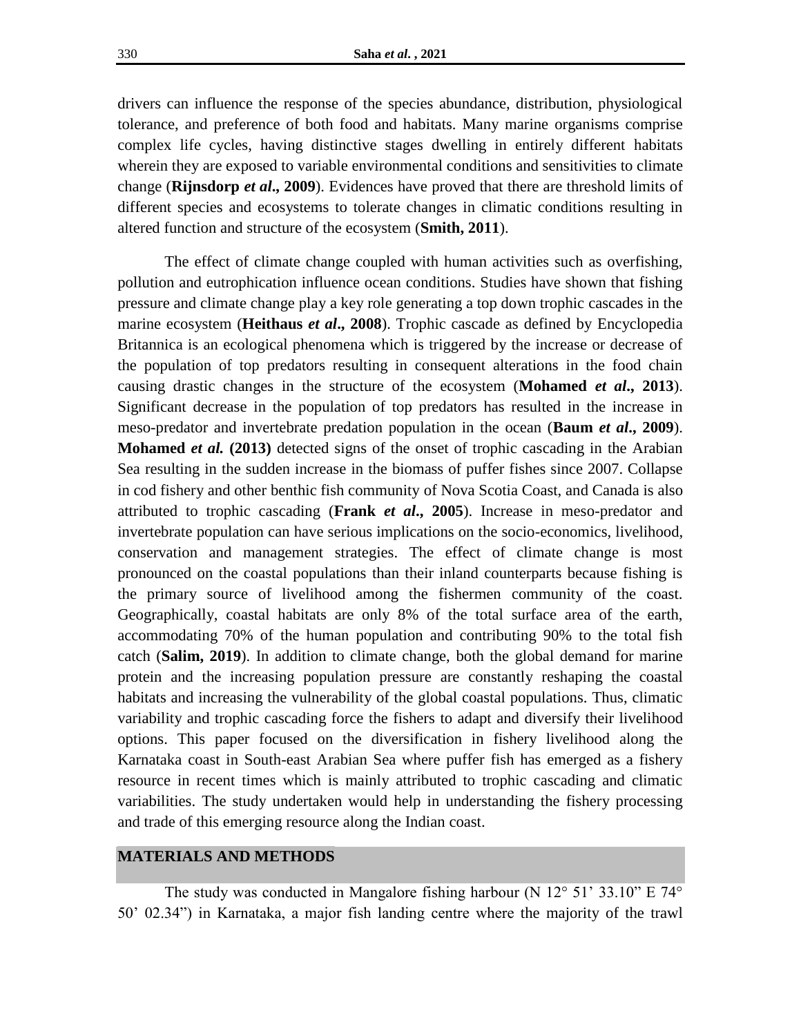drivers can influence the response of the species abundance, distribution, physiological tolerance, and preference of both food and habitats. Many marine organisms comprise complex life cycles, having distinctive stages dwelling in entirely different habitats wherein they are exposed to variable environmental conditions and sensitivities to climate change (**Rijnsdorp *et al*., 2009**). Evidences have proved that there are threshold limits of different species and ecosystems to tolerate changes in climatic conditions resulting in altered function and structure of the ecosystem (**Smith, 2011**).

The effect of climate change coupled with human activities such as overfishing, pollution and eutrophication influence ocean conditions. Studies have shown that fishing pressure and climate change play a key role generating a top down trophic cascades in the marine ecosystem (**Heithaus *et al*., 2008**). Trophic cascade as defined by Encyclopedia Britannica is an ecological phenomena which is triggered by the increase or decrease of the population of top predators resulting in consequent alterations in the food chain causing drastic changes in the structure of the ecosystem (**Mohamed *et al*., 2013**). Significant decrease in the population of top predators has resulted in the increase in meso-predator and invertebrate predation population in the ocean (**Baum *et al*., 2009**). **Mohamed *et al.* (2013)** detected signs of the onset of trophic cascading in the Arabian Sea resulting in the sudden increase in the biomass of puffer fishes since 2007. Collapse in cod fishery and other benthic fish community of Nova Scotia Coast, and Canada is also attributed to trophic cascading (**Frank *et al*., 2005**). Increase in meso-predator and invertebrate population can have serious implications on the socio-economics, livelihood, conservation and management strategies. The effect of climate change is most pronounced on the coastal populations than their inland counterparts because fishing is the primary source of livelihood among the fishermen community of the coast. Geographically, coastal habitats are only 8% of the total surface area of the earth, accommodating 70% of the human population and contributing 90% to the total fish catch (**Salim, 2019**). In addition to climate change, both the global demand for marine protein and the increasing population pressure are constantly reshaping the coastal habitats and increasing the vulnerability of the global coastal populations. Thus, climatic variability and trophic cascading force the fishers to adapt and diversify their livelihood options. This paper focused on the diversification in fishery livelihood along the Karnataka coast in South-east Arabian Sea where puffer fish has emerged as a fishery resource in recent times which is mainly attributed to trophic cascading and climatic variabilities. The study undertaken would help in understanding the fishery processing and trade of this emerging resource along the Indian coast.

## MATERIALS AND METHODS

The study was conducted in Mangalore fishing harbour (N 12° 51' 33.10" E 74° 50' 02.34") in Karnataka, a major fish landing centre where the majority of the trawl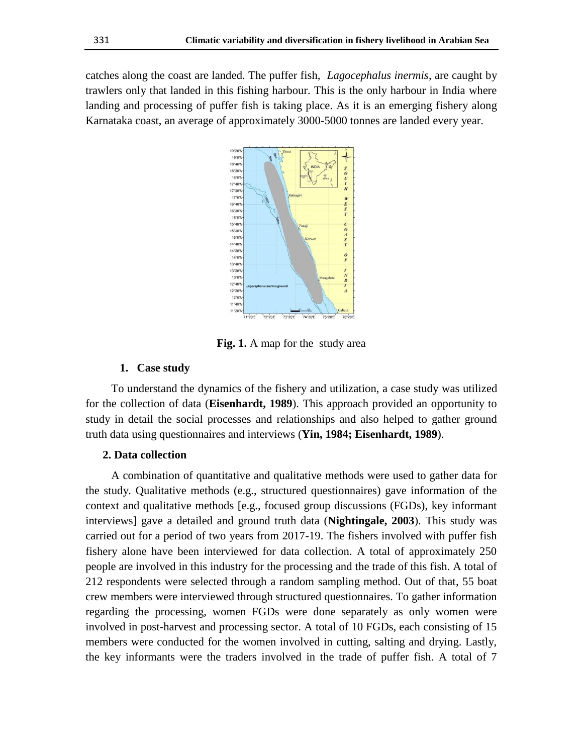catches along the coast are landed. The puffer fish, *Lagocephalus inermis*, are caught by trawlers only that landed in this fishing harbour. This is the only harbour in India where landing and processing of puffer fish is taking place. As it is an emerging fishery along Karnataka coast, an average of approximately 3000-5000 tonnes are landed every year.

**Fig. 1.** A map for the study area

### 1. Case study

To understand the dynamics of the fishery and utilization, a case study was utilized for the collection of data (**Eisenhardt, 1989**). This approach provided an opportunity to study in detail the social processes and relationships and also helped to gather ground truth data using questionnaires and interviews (**Yin, 1984; Eisenhardt, 1989**).

### 2. Data collection

A combination of quantitative and qualitative methods were used to gather data for the study. Qualitative methods (e.g., structured questionnaires) gave information of the context and qualitative methods [e.g., focused group discussions (FGDs), key informant interviews] gave a detailed and ground truth data (**Nightingale, 2003**). This study was carried out for a period of two years from 2017-19. The fishers involved with puffer fish fishery alone have been interviewed for data collection. A total of approximately 250 people are involved in this industry for the processing and the trade of this fish. A total of 212 respondents were selected through a random sampling method. Out of that, 55 boat crew members were interviewed through structured questionnaires. To gather information regarding the processing, women FGDs were done separately as only women were involved in post-harvest and processing sector. A total of 10 FGDs, each consisting of 15 members were conducted for the women involved in cutting, salting and drying. Lastly, the key informants were the traders involved in the trade of puffer fish. A total of 7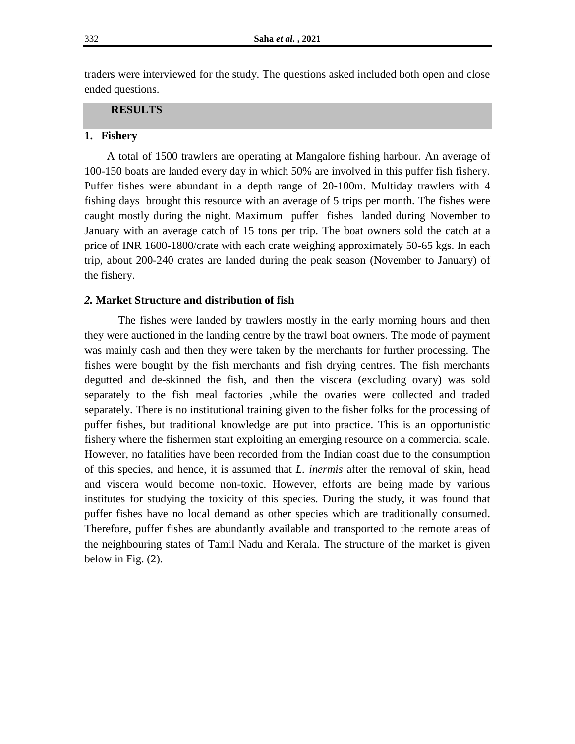traders were interviewed for the study. The questions asked included both open and close ended questions.

## RESULTS

### 1. Fishery

A total of 1500 trawlers are operating at Mangalore fishing harbour. An average of 100-150 boats are landed every day in which 50% are involved in this puffer fish fishery. Puffer fishes were abundant in a depth range of 20-100m. Multiday trawlers with 4 fishing days brought this resource with an average of 5 trips per month. The fishes were caught mostly during the night. Maximum puffer fishes landed during November to January with an average catch of 15 tons per trip. The boat owners sold the catch at a price of INR 1600-1800/crate with each crate weighing approximately 50-65 kgs. In each trip, about 200-240 crates are landed during the peak season (November to January) of the fishery.

### *2.* Market Structure and distribution of fish

The fishes were landed by trawlers mostly in the early morning hours and then they were auctioned in the landing centre by the trawl boat owners. The mode of payment was mainly cash and then they were taken by the merchants for further processing. The fishes were bought by the fish merchants and fish drying centres. The fish merchants degutted and de-skinned the fish, and then the viscera (excluding ovary) was sold separately to the fish meal factories ,while the ovaries were collected and traded separately. There is no institutional training given to the fisher folks for the processing of puffer fishes, but traditional knowledge are put into practice. This is an opportunistic fishery where the fishermen start exploiting an emerging resource on a commercial scale. However, no fatalities have been recorded from the Indian coast due to the consumption of this species, and hence, it is assumed that *L. inermis* after the removal of skin, head and viscera would become non-toxic. However, efforts are being made by various institutes for studying the toxicity of this species. During the study, it was found that puffer fishes have no local demand as other species which are traditionally consumed. Therefore, puffer fishes are abundantly available and transported to the remote areas of the neighbouring states of Tamil Nadu and Kerala. The structure of the market is given below in Fig. (2).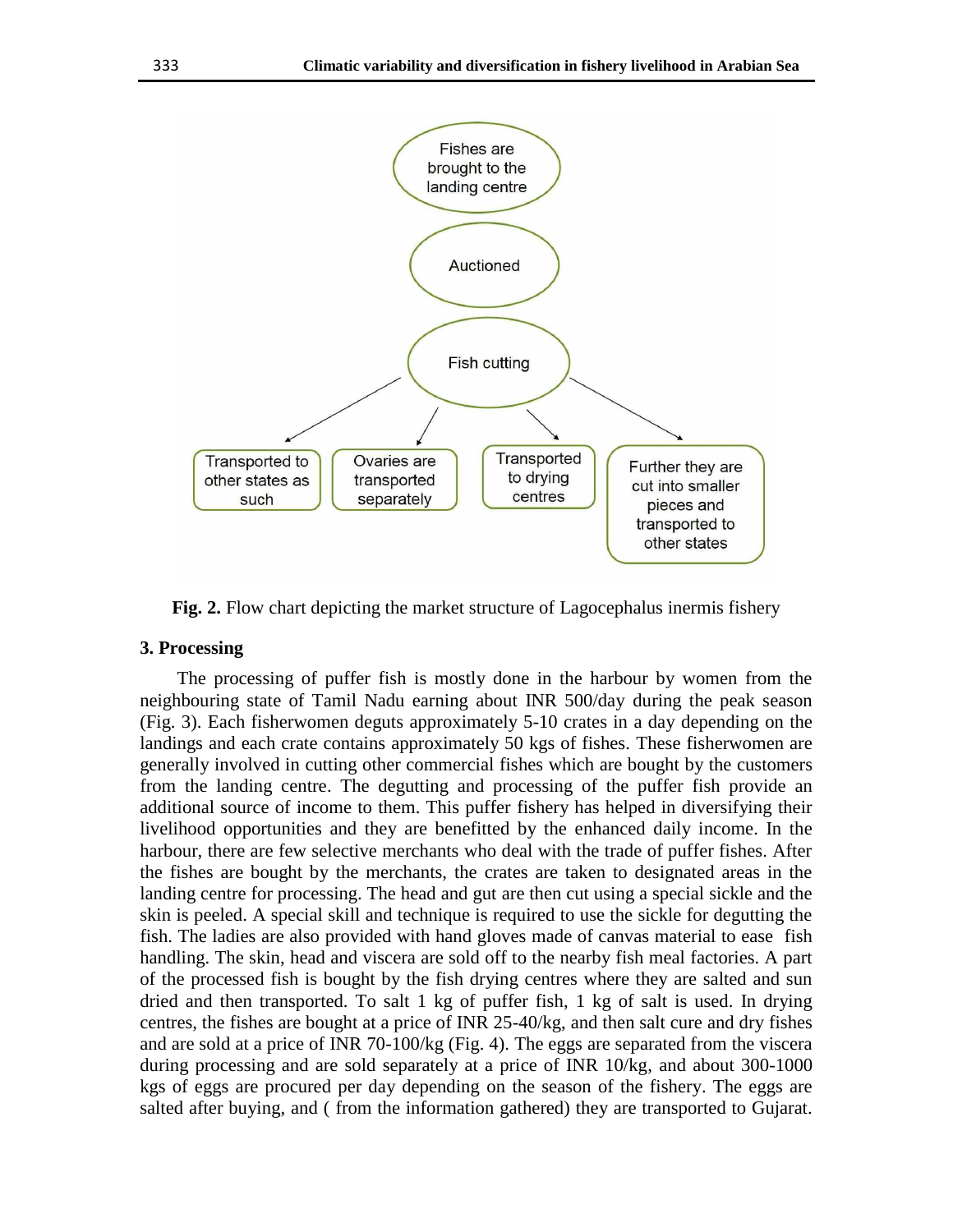Fishes are brought to the landing centre

Auctioned

Fish cutting

- Transported to other states as such
- Ovaries are transported separately
- Transported to drying centres
- Further they are cut into smaller pieces and transported to other states

**Fig. 2.** Flow chart depicting the market structure of Lagocephalus inermis fishery

### 3. Processing

The processing of puffer fish is mostly done in the harbour by women from the neighbouring state of Tamil Nadu earning about INR 500/day during the peak season (Fig. 3). Each fisherwomen deguts approximately 5-10 crates in a day depending on the landings and each crate contains approximately 50 kgs of fishes. These fisherwomen are generally involved in cutting other commercial fishes which are bought by the customers from the landing centre. The degutting and processing of the puffer fish provide an additional source of income to them. This puffer fishery has helped in diversifying their livelihood opportunities and they are benefitted by the enhanced daily income. In the harbour, there are few selective merchants who deal with the trade of puffer fishes. After the fishes are bought by the merchants, the crates are taken to designated areas in the landing centre for processing. The head and gut are then cut using a special sickle and the skin is peeled. A special skill and technique is required to use the sickle for degutting the fish. The ladies are also provided with hand gloves made of canvas material to ease fish handling. The skin, head and viscera are sold off to the nearby fish meal factories. A part of the processed fish is bought by the fish drying centres where they are salted and sun dried and then transported. To salt 1 kg of puffer fish, 1 kg of salt is used. In drying centres, the fishes are bought at a price of INR 25-40/kg, and then salt cure and dry fishes and are sold at a price of INR 70-100/kg (Fig. 4). The eggs are separated from the viscera during processing and are sold separately at a price of INR 10/kg, and about 300-1000 kgs of eggs are procured per day depending on the season of the fishery. The eggs are salted after buying, and ( from the information gathered) they are transported to Gujarat.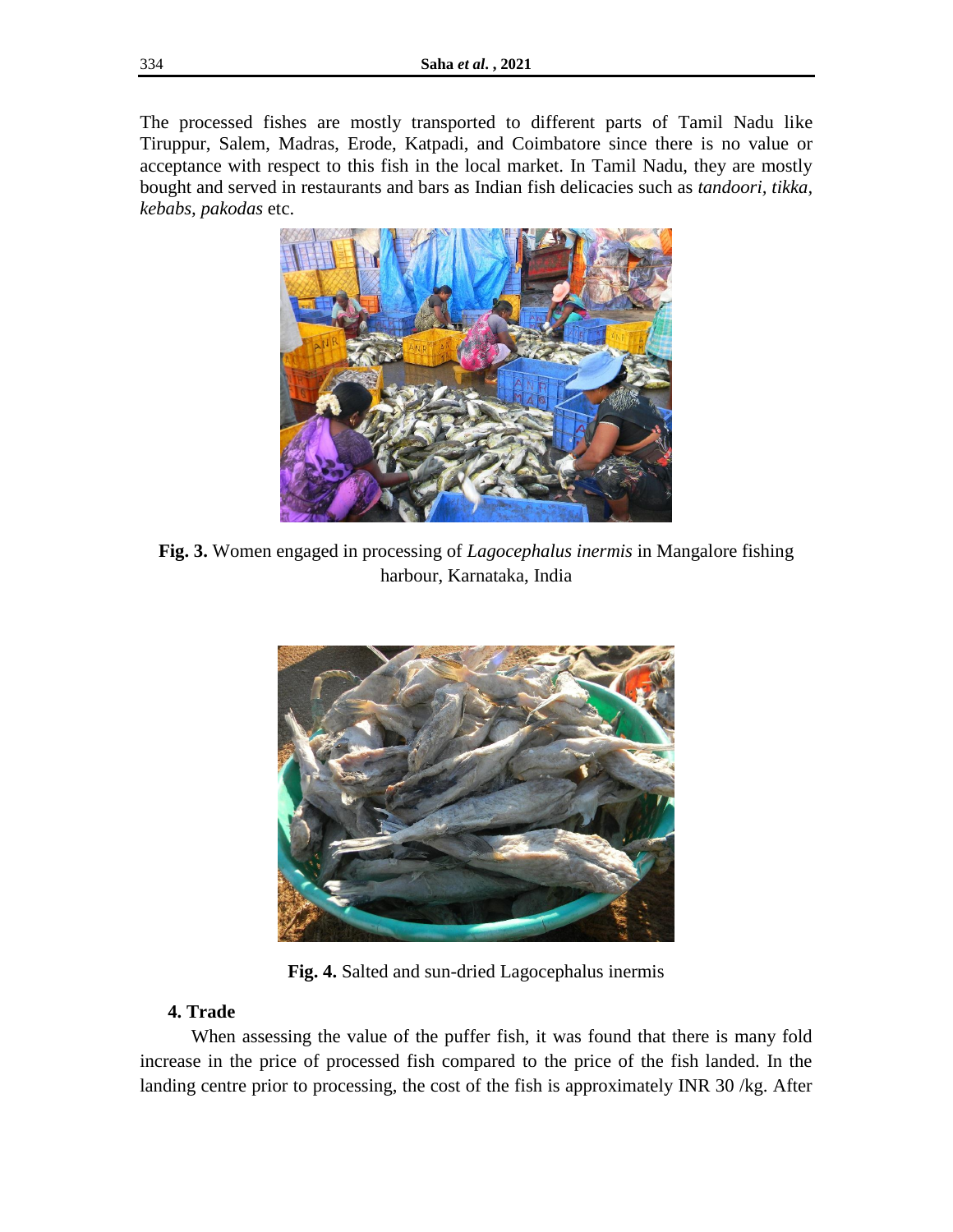The processed fishes are mostly transported to different parts of Tamil Nadu like Tiruppur, Salem, Madras, Erode, Katpadi, and Coimbatore since there is no value or acceptance with respect to this fish in the local market. In Tamil Nadu, they are mostly bought and served in restaurants and bars as Indian fish delicacies such as *tandoori, tikka, kebabs, pakodas* etc.

**Fig. 3.** Women engaged in processing of *Lagocephalus inermis* in Mangalore fishing harbour, Karnataka, India

**Fig. 4.** Salted and sun-dried Lagocephalus inermis

## 4. Trade

When assessing the value of the puffer fish, it was found that there is many fold increase in the price of processed fish compared to the price of the fish landed. In the landing centre prior to processing, the cost of the fish is approximately INR 30 /kg. After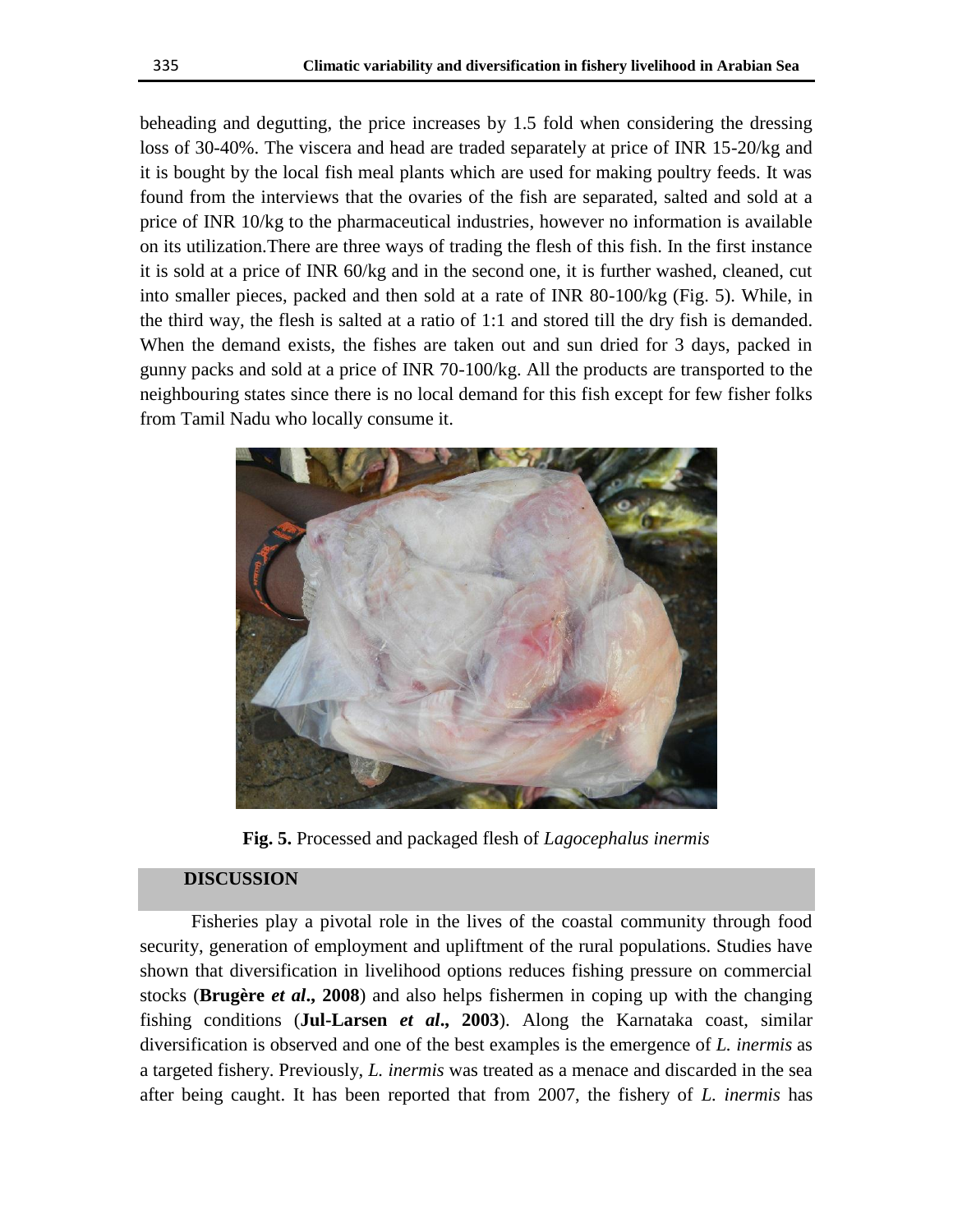beheading and degutting, the price increases by 1.5 fold when considering the dressing loss of 30-40%. The viscera and head are traded separately at price of INR 15-20/kg and it is bought by the local fish meal plants which are used for making poultry feeds. It was found from the interviews that the ovaries of the fish are separated, salted and sold at a price of INR 10/kg to the pharmaceutical industries, however no information is available on its utilization.There are three ways of trading the flesh of this fish. In the first instance it is sold at a price of INR 60/kg and in the second one, it is further washed, cleaned, cut into smaller pieces, packed and then sold at a rate of INR 80-100/kg (Fig. 5). While, in the third way, the flesh is salted at a ratio of 1:1 and stored till the dry fish is demanded. When the demand exists, the fishes are taken out and sun dried for 3 days, packed in gunny packs and sold at a price of INR 70-100/kg. All the products are transported to the neighbouring states since there is no local demand for this fish except for few fisher folks from Tamil Nadu who locally consume it.

**Fig. 5.** Processed and packaged flesh of *Lagocephalus inermis*

## DISCUSSION

Fisheries play a pivotal role in the lives of the coastal community through food security, generation of employment and upliftment of the rural populations. Studies have shown that diversification in livelihood options reduces fishing pressure on commercial stocks (**Brugère *et al*., 2008**) and also helps fishermen in coping up with the changing fishing conditions (**Jul-Larsen *et al*., 2003**). Along the Karnataka coast, similar diversification is observed and one of the best examples is the emergence of *L. inermis* as a targeted fishery. Previously, *L. inermis* was treated as a menace and discarded in the sea after being caught. It has been reported that from 2007, the fishery of *L. inermis* has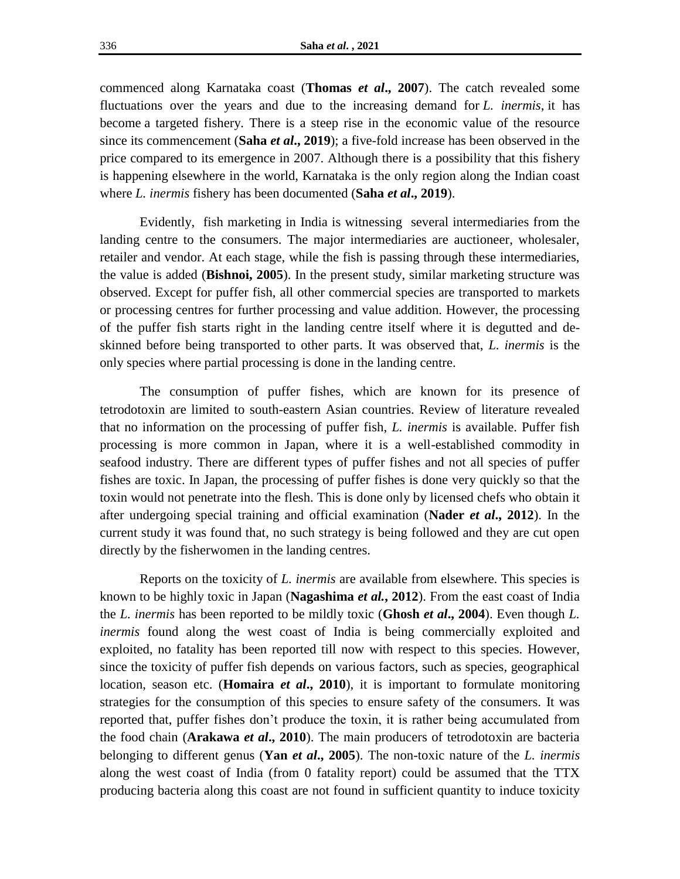commenced along Karnataka coast (**Thomas *et al*., 2007**). The catch revealed some fluctuations over the years and due to the increasing demand for *L. inermis*, it has become a targeted fishery. There is a steep rise in the economic value of the resource since its commencement (**Saha *et al*., 2019**); a five-fold increase has been observed in the price compared to its emergence in 2007. Although there is a possibility that this fishery is happening elsewhere in the world, Karnataka is the only region along the Indian coast where *L. inermis* fishery has been documented (**Saha *et al*., 2019**).

Evidently, fish marketing in India is witnessing several intermediaries from the landing centre to the consumers. The major intermediaries are auctioneer, wholesaler, retailer and vendor. At each stage, while the fish is passing through these intermediaries, the value is added (**Bishnoi, 2005**). In the present study, similar marketing structure was observed. Except for puffer fish, all other commercial species are transported to markets or processing centres for further processing and value addition. However, the processing of the puffer fish starts right in the landing centre itself where it is degutted and de-skinned before being transported to other parts. It was observed that, *L. inermis* is the only species where partial processing is done in the landing centre.

The consumption of puffer fishes, which are known for its presence of tetrodotoxin are limited to south-eastern Asian countries. Review of literature revealed that no information on the processing of puffer fish, *L. inermis* is available. Puffer fish processing is more common in Japan, where it is a well-established commodity in seafood industry. There are different types of puffer fishes and not all species of puffer fishes are toxic. In Japan, the processing of puffer fishes is done very quickly so that the toxin would not penetrate into the flesh. This is done only by licensed chefs who obtain it after undergoing special training and official examination (**Nader *et al*., 2012**). In the current study it was found that, no such strategy is being followed and they are cut open directly by the fisherwomen in the landing centres.

Reports on the toxicity of *L. inermis* are available from elsewhere. This species is known to be highly toxic in Japan (**Nagashima *et al.*, 2012**). From the east coast of India the *L. inermis* has been reported to be mildly toxic (**Ghosh *et al*., 2004**). Even though *L. inermis* found along the west coast of India is being commercially exploited and exploited, no fatality has been reported till now with respect to this species. However, since the toxicity of puffer fish depends on various factors, such as species, geographical location, season etc. (**Homaira *et al*., 2010**), it is important to formulate monitoring strategies for the consumption of this species to ensure safety of the consumers. It was reported that, puffer fishes don't produce the toxin, it is rather being accumulated from the food chain (**Arakawa *et al*., 2010**). The main producers of tetrodotoxin are bacteria belonging to different genus (**Yan *et al*., 2005**). The non-toxic nature of the *L. inermis* along the west coast of India (from 0 fatality report) could be assumed that the TTX producing bacteria along this coast are not found in sufficient quantity to induce toxicity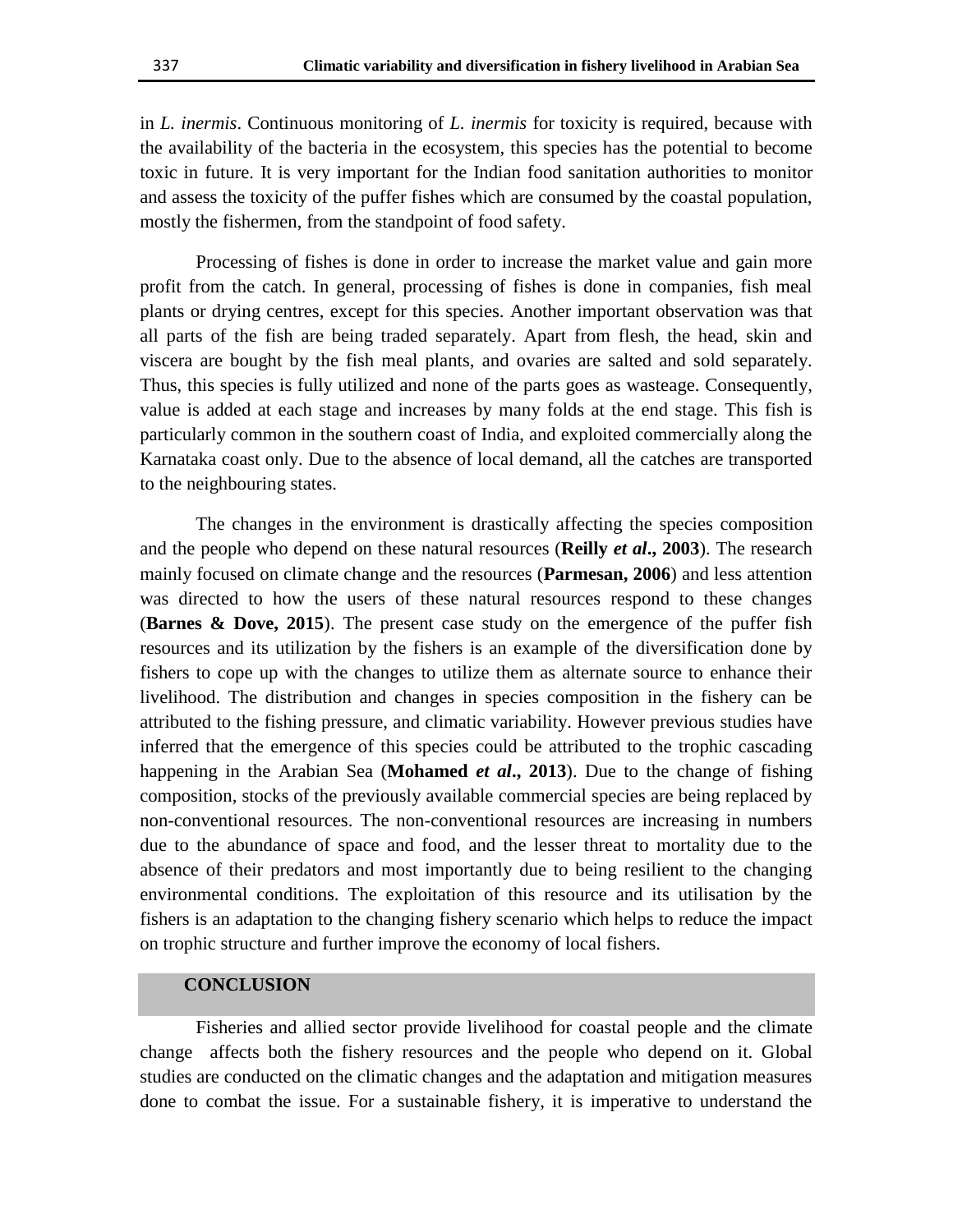in *L. inermis*. Continuous monitoring of *L. inermis* for toxicity is required, because with the availability of the bacteria in the ecosystem, this species has the potential to become toxic in future. It is very important for the Indian food sanitation authorities to monitor and assess the toxicity of the puffer fishes which are consumed by the coastal population, mostly the fishermen, from the standpoint of food safety.

Processing of fishes is done in order to increase the market value and gain more profit from the catch. In general, processing of fishes is done in companies, fish meal plants or drying centres, except for this species. Another important observation was that all parts of the fish are being traded separately. Apart from flesh, the head, skin and viscera are bought by the fish meal plants, and ovaries are salted and sold separately. Thus, this species is fully utilized and none of the parts goes as wasteage. Consequently, value is added at each stage and increases by many folds at the end stage. This fish is particularly common in the southern coast of India, and exploited commercially along the Karnataka coast only. Due to the absence of local demand, all the catches are transported to the neighbouring states.

The changes in the environment is drastically affecting the species composition and the people who depend on these natural resources (**Reilly *et al*., 2003**). The research mainly focused on climate change and the resources (**Parmesan, 2006**) and less attention was directed to how the users of these natural resources respond to these changes (**Barnes & Dove, 2015**). The present case study on the emergence of the puffer fish resources and its utilization by the fishers is an example of the diversification done by fishers to cope up with the changes to utilize them as alternate source to enhance their livelihood. The distribution and changes in species composition in the fishery can be attributed to the fishing pressure, and climatic variability. However previous studies have inferred that the emergence of this species could be attributed to the trophic cascading happening in the Arabian Sea (**Mohamed *et al*., 2013**). Due to the change of fishing composition, stocks of the previously available commercial species are being replaced by non-conventional resources. The non-conventional resources are increasing in numbers due to the abundance of space and food, and the lesser threat to mortality due to the absence of their predators and most importantly due to being resilient to the changing environmental conditions. The exploitation of this resource and its utilisation by the fishers is an adaptation to the changing fishery scenario which helps to reduce the impact on trophic structure and further improve the economy of local fishers.

## CONCLUSION

Fisheries and allied sector provide livelihood for coastal people and the climate change affects both the fishery resources and the people who depend on it. Global studies are conducted on the climatic changes and the adaptation and mitigation measures done to combat the issue. For a sustainable fishery, it is imperative to understand the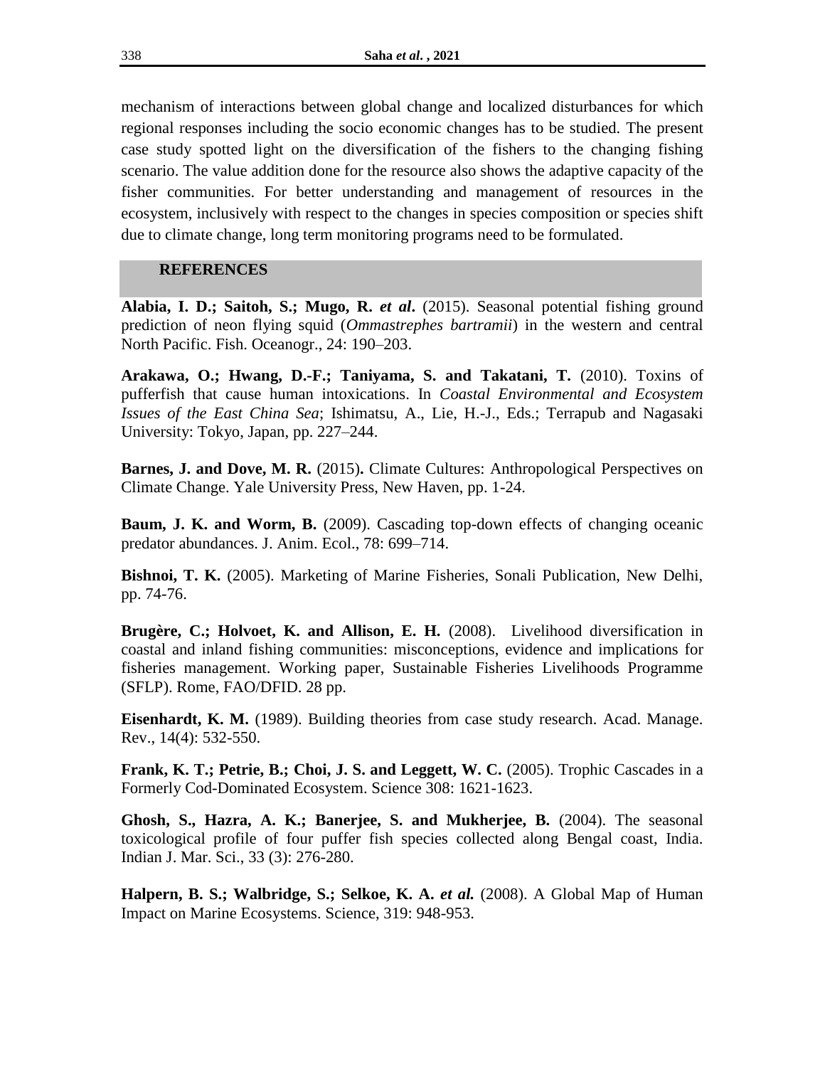mechanism of interactions between global change and localized disturbances for which regional responses including the socio economic changes has to be studied. The present case study spotted light on the diversification of the fishers to the changing fishing scenario. The value addition done for the resource also shows the adaptive capacity of the fisher communities. For better understanding and management of resources in the ecosystem, inclusively with respect to the changes in species composition or species shift due to climate change, long term monitoring programs need to be formulated.

## REFERENCES

**Alabia, I. D.; Saitoh, S.; Mugo, R. *et al*.** (2015). Seasonal potential fishing ground prediction of neon flying squid (*Ommastrephes bartramii*) in the western and central North Pacific. Fish. Oceanogr., 24: 190–203.

**Arakawa, O.; Hwang, D.-F.; Taniyama, S. and Takatani, T.** (2010). Toxins of pufferfish that cause human intoxications. In *Coastal Environmental and Ecosystem Issues of the East China Sea*; Ishimatsu, A., Lie, H.-J., Eds.; Terrapub and Nagasaki University: Tokyo, Japan, pp. 227–244.

**Barnes, J. and Dove, M. R.** (2015)**.** Climate Cultures: Anthropological Perspectives on Climate Change. Yale University Press, New Haven, pp. 1-24.

**Baum, J. K. and Worm, B.** (2009). Cascading top-down effects of changing oceanic predator abundances. J. Anim. Ecol., 78: 699–714.

**Bishnoi, T. K.** (2005). Marketing of Marine Fisheries, Sonali Publication, New Delhi, pp. 74-76.

**Brugère, C.; Holvoet, K. and Allison, E. H.** (2008). Livelihood diversification in coastal and inland fishing communities: misconceptions, evidence and implications for fisheries management. Working paper, Sustainable Fisheries Livelihoods Programme (SFLP). Rome, FAO/DFID. 28 pp.

**Eisenhardt, K. M.** (1989). Building theories from case study research. Acad. Manage. Rev., 14(4): 532-550.

**Frank, K. T.; Petrie, B.; Choi, J. S. and Leggett, W. C.** (2005). Trophic Cascades in a Formerly Cod-Dominated Ecosystem. Science 308: 1621-1623.

**Ghosh, S., Hazra, A. K.; Banerjee, S. and Mukherjee, B.** (2004). The seasonal toxicological profile of four puffer fish species collected along Bengal coast, India. Indian J. Mar. Sci., 33 (3): 276-280.

**Halpern, B. S.; Walbridge, S.; Selkoe, K. A. *et al.*** (2008). A Global Map of Human Impact on Marine Ecosystems. Science, 319: 948-953.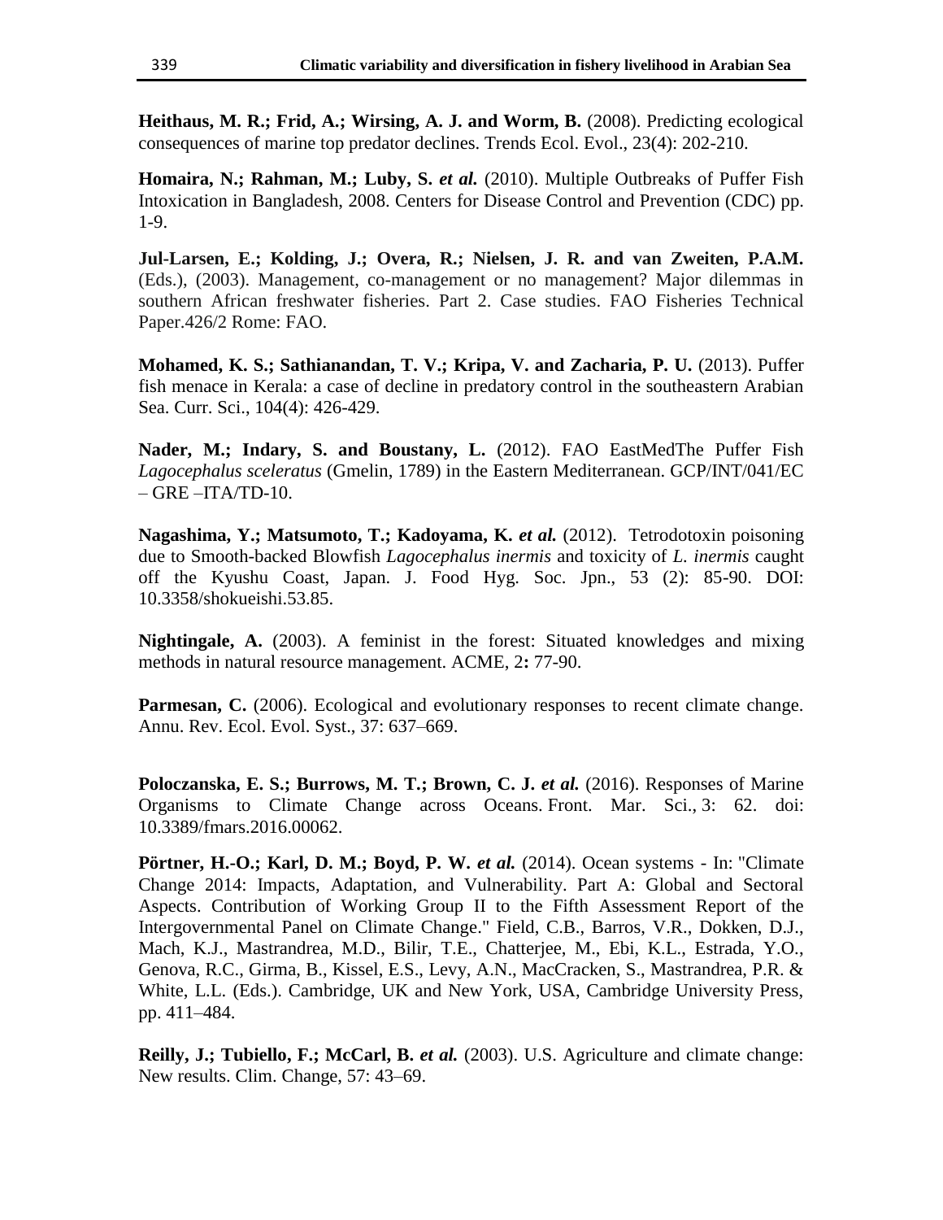**Heithaus, M. R.; Frid, A.; Wirsing, A. J. and Worm, B.** (2008). Predicting ecological consequences of marine top predator declines. Trends Ecol. Evol., 23(4): 202-210.

**Homaira, N.; Rahman, M.; Luby, S.** ***et al.*** (2010). Multiple Outbreaks of Puffer Fish Intoxication in Bangladesh, 2008. Centers for Disease Control and Prevention (CDC) pp. 1-9.

**Jul-Larsen, E.; Kolding, J.; Overa, R.; Nielsen, J. R. and van Zweiten, P.A.M.** (Eds.), (2003). Management, co-management or no management? Major dilemmas in southern African freshwater fisheries. Part 2. Case studies. FAO Fisheries Technical Paper.426/2 Rome: FAO.

**Mohamed, K. S.; Sathianandan, T. V.; Kripa, V. and Zacharia, P. U.** (2013). Puffer fish menace in Kerala: a case of decline in predatory control in the southeastern Arabian Sea. Curr. Sci., 104(4): 426-429.

**Nader, M.; Indary, S. and Boustany, L.** (2012). FAO EastMedThe Puffer Fish *Lagocephalus sceleratus* (Gmelin, 1789) in the Eastern Mediterranean. GCP/INT/041/EC – GRE –ITA/TD-10.

**Nagashima, Y.; Matsumoto, T.; Kadoyama, K.** ***et al.*** (2012). Tetrodotoxin poisoning due to Smooth-backed Blowfish *Lagocephalus inermis* and toxicity of *L. inermis* caught off the Kyushu Coast, Japan. J. Food Hyg. Soc. Jpn., 53 (2): 85-90. DOI: 10.3358/shokueishi.53.85.

**Nightingale, A.** (2003). A feminist in the forest: Situated knowledges and mixing methods in natural resource management. ACME, 2**:** 77-90.

**Parmesan, C.** (2006). Ecological and evolutionary responses to recent climate change. Annu. Rev. Ecol. Evol. Syst., 37: 637–669.

**Poloczanska, E. S.; Burrows, M. T.; Brown, C. J.** ***et al.*** (2016). Responses of Marine Organisms to Climate Change across Oceans. Front. Mar. Sci., 3: 62. doi: 10.3389/fmars.2016.00062.

**Pörtner, H.-O.; Karl, D. M.; Boyd, P. W.** ***et al.*** (2014). Ocean systems - In: "Climate Change 2014: Impacts, Adaptation, and Vulnerability. Part A: Global and Sectoral Aspects. Contribution of Working Group II to the Fifth Assessment Report of the Intergovernmental Panel on Climate Change." Field, C.B., Barros, V.R., Dokken, D.J., Mach, K.J., Mastrandrea, M.D., Bilir, T.E., Chatterjee, M., Ebi, K.L., Estrada, Y.O., Genova, R.C., Girma, B., Kissel, E.S., Levy, A.N., MacCracken, S., Mastrandrea, P.R. & White, L.L. (Eds.). Cambridge, UK and New York, USA, Cambridge University Press, pp. 411–484.

**Reilly, J.; Tubiello, F.; McCarl, B.** ***et al.*** (2003). U.S. Agriculture and climate change: New results. Clim. Change, 57: 43–69.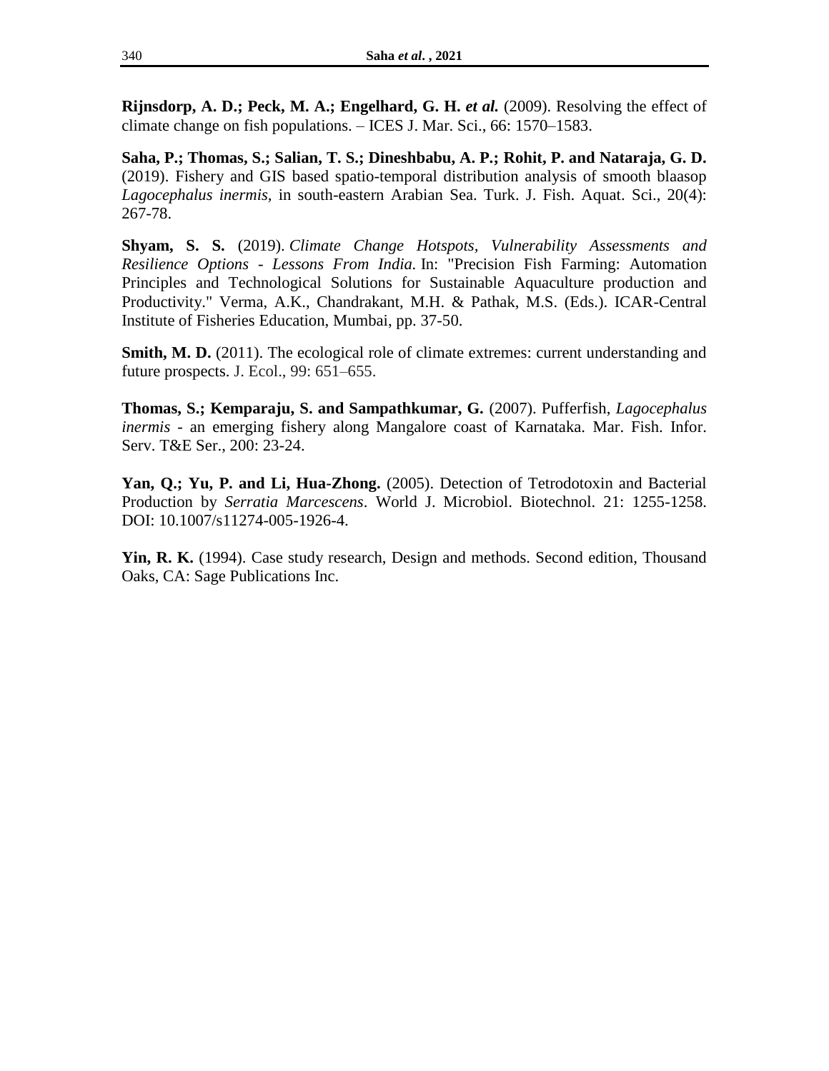**Rijnsdorp, A. D.; Peck, M. A.; Engelhard, G. H. *et al.*** (2009). Resolving the effect of climate change on fish populations. – ICES J. Mar. Sci., 66: 1570–1583.

**Saha, P.; Thomas, S.; Salian, T. S.; Dineshbabu, A. P.; Rohit, P. and Nataraja, G. D.** (2019). Fishery and GIS based spatio-temporal distribution analysis of smooth blaasop *Lagocephalus inermis*, in south-eastern Arabian Sea. Turk. J. Fish. Aquat. Sci., 20(4): 267-78.

**Shyam, S. S.** (2019). *Climate Change Hotspots, Vulnerability Assessments and Resilience Options - Lessons From India.* In: "Precision Fish Farming: Automation Principles and Technological Solutions for Sustainable Aquaculture production and Productivity." Verma, A.K., Chandrakant, M.H. & Pathak, M.S. (Eds.). ICAR-Central Institute of Fisheries Education, Mumbai, pp. 37-50.

**Smith, M. D.** (2011). The ecological role of climate extremes: current understanding and future prospects. J. Ecol., 99: 651–655.

**Thomas, S.; Kemparaju, S. and Sampathkumar, G.** (2007). Pufferfish, *Lagocephalus inermis* - an emerging fishery along Mangalore coast of Karnataka. Mar. Fish. Infor. Serv. T&E Ser., 200: 23-24.

**Yan, Q.; Yu, P. and Li, Hua-Zhong.** (2005). Detection of Tetrodotoxin and Bacterial Production by *Serratia Marcescens*. World J. Microbiol. Biotechnol. 21: 1255-1258. DOI: 10.1007/s11274-005-1926-4.

**Yin, R. K.** (1994). Case study research, Design and methods. Second edition, Thousand Oaks, CA: Sage Publications Inc.